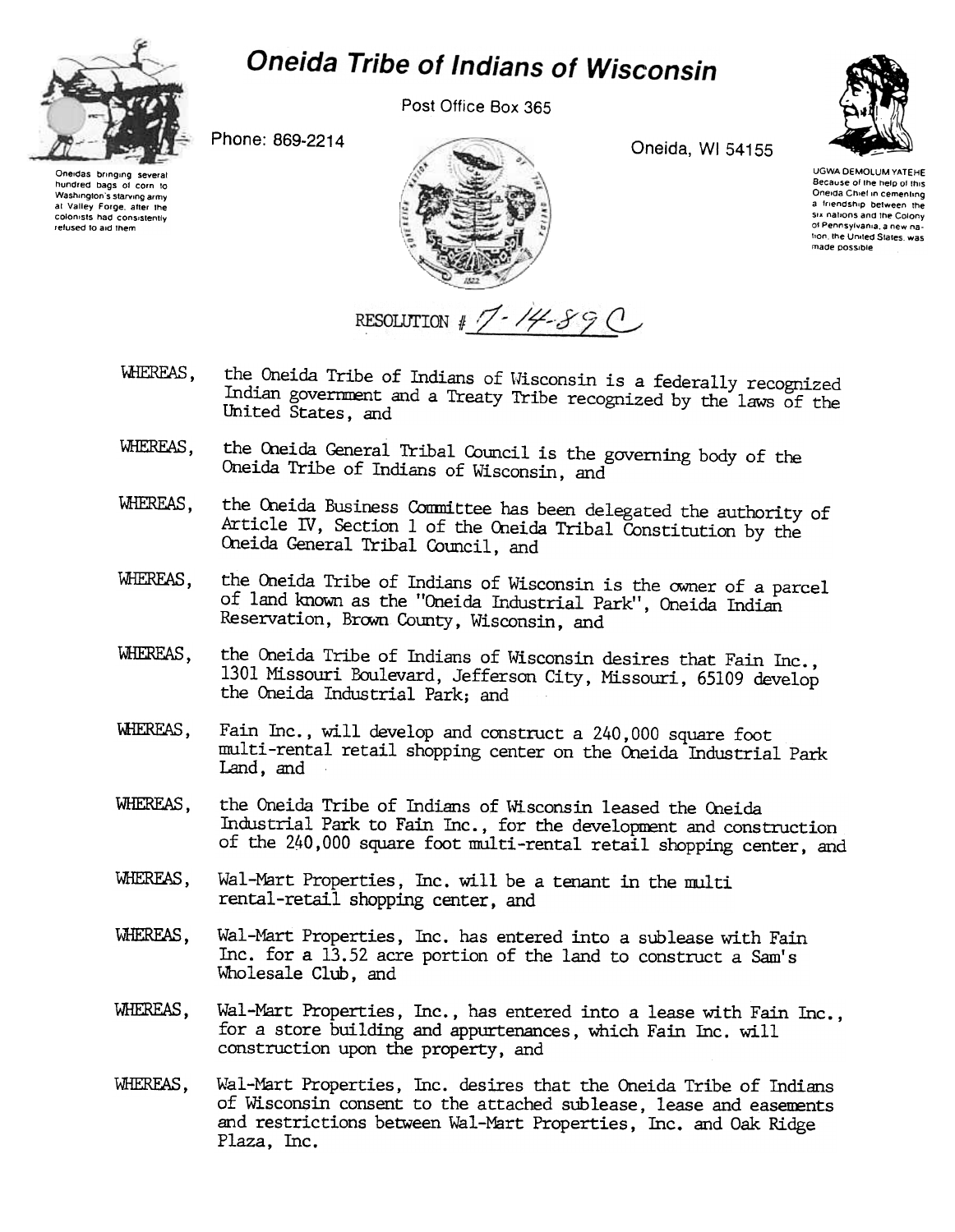# Oneida Tribe of Indians of Wisconsin

Post Office Box 365

Phone: 869-2214

Oneida, WI 54155

Oneidas bringing several hundred bags of corn to Washington's starving army at Valley Forge, after the colonists had consistently refused to aid them

UGWA DEMOLUM YATEHE Because of the help of this Oneida Chief in cementing a friendship between the six nations and the Colony of Pennsylvania, a new nation, the United States, was made possible

RESOLUTION # 7-14-89 C

WHEREAS, the Oneida Tribe of Indians of Wisconsin is a federally recognized Indian government and a Treaty Tribe recognized by the laws of the United States, and

WHEREAS, the Oneida General Tribal Council is the governing body of the Oneida Tribe of Indians of Wisconsin, and

WHEREAS, the Oneida Business Committee has been delegated the authority of Article IV, Section 1 of the Oneida Tribal Constitution by the Oneida General Tribal Council, and

WHEREAS, the Oneida Tribe of Indians of Wisconsin is the owner of a parcel of land known as the "Oneida Industrial Park", Oneida Indian Reservation, Brown County, Wisconsin, and

WHEREAS, the Oneida Tribe of Indians of Wisconsin desires that Fain Inc., 1301 Missouri Boulevard, Jefferson City, Missouri, 65109 develop the Oneida Industrial Park; and

WHEREAS, Fain Inc., will develop and construct a 240,000 square foot multi-rental retail shopping center on the Oneida Industrial Park Land, and

WHEREAS, the Oneida Tribe of Indians of Wisconsin leased the Oneida Industrial Park to Fain Inc., for the development and construction of the 240,000 square foot multi-rental retail shopping center, and

WHEREAS, Wal-Mart Properties, Inc. will be a tenant in the multi rental-retail shopping center, and

WHEREAS, Wal-Mart Properties, Inc. has entered into a sublease with Fain Inc. for a 13.52 acre portion of the land to construct a Sam's Wholesale Club, and

WHEREAS, Wal-Mart Properties, Inc., has entered into a lease with Fain Inc., for a store building and appurtenances, which Fain Inc. will construction upon the property, and

WHEREAS, Wal-Mart Properties, Inc. desires that the Oneida Tribe of Indians of Wisconsin consent to the attached sublease, lease and easements and restrictions between Wal-Mart Properties, Inc. and Oak Ridge Plaza, Inc.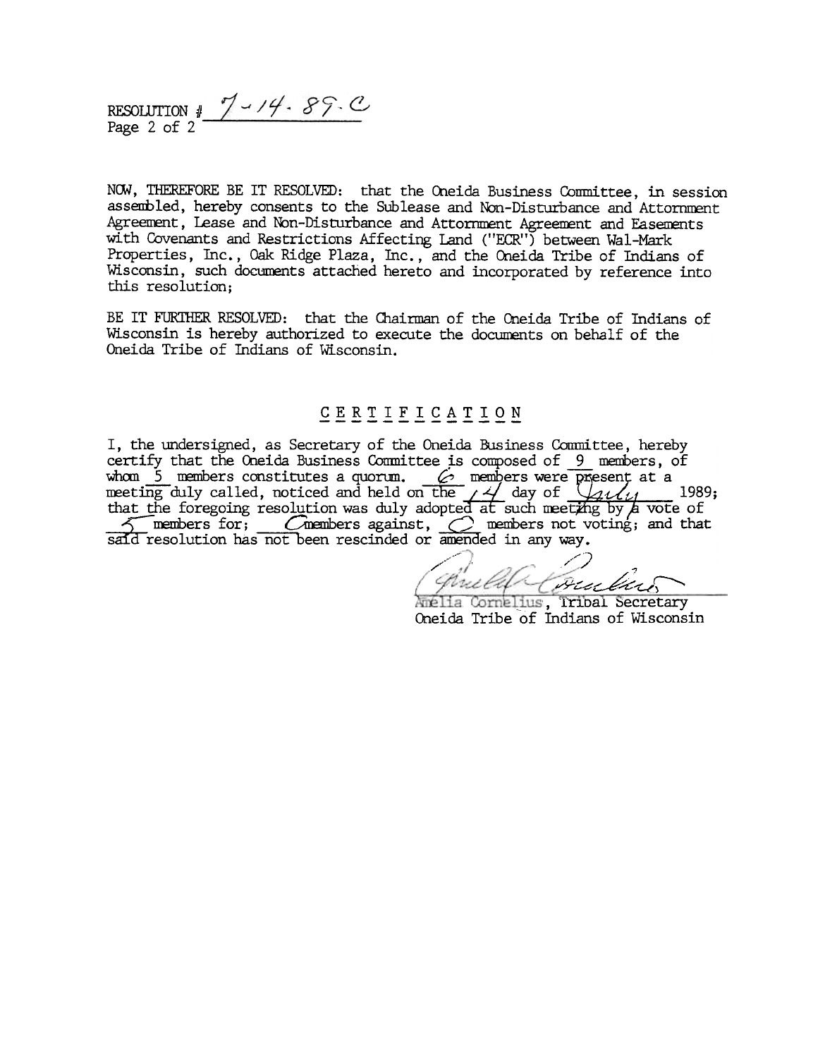RESOLUTION # 7-14-89-C
Page 2 of 2

NOW, THEREFORE BE IT RESOLVED: that the Oneida Business Committee, in session assembled, hereby consents to the Sublease and Non-Disturbance and Attornment Agreement, Lease and Non-Disturbance and Attornment Agreement and Easements with Covenants and Restrictions Affecting Land ("ECR") between Wal-Mark Properties, Inc., Oak Ridge Plaza, Inc., and the Oneida Tribe of Indians of Wisconsin, such documents attached hereto and incorporated by reference into this resolution;

BE IT FURTHER RESOLVED: that the Chairman of the Oneida Tribe of Indians of Wisconsin is hereby authorized to execute the documents on behalf of the Oneida Tribe of Indians of Wisconsin.

## CERTIFICATION

I, the undersigned, as Secretary of the Oneida Business Committee, hereby certify that the Oneida Business Committee is composed of 9 members, of whom 5 members constitutes a quorum. 6 members were present at a meeting duly called, noticed and held on the 14 day of July 1989; that the foregoing resolution was duly adopted at such meeting by a vote of 5 members for; 0 members against, 0 members not voting; and that said resolution has not been rescinded or amended in any way.

Amelia Cornelius, Tribal Secretary
Oneida Tribe of Indians of Wisconsin